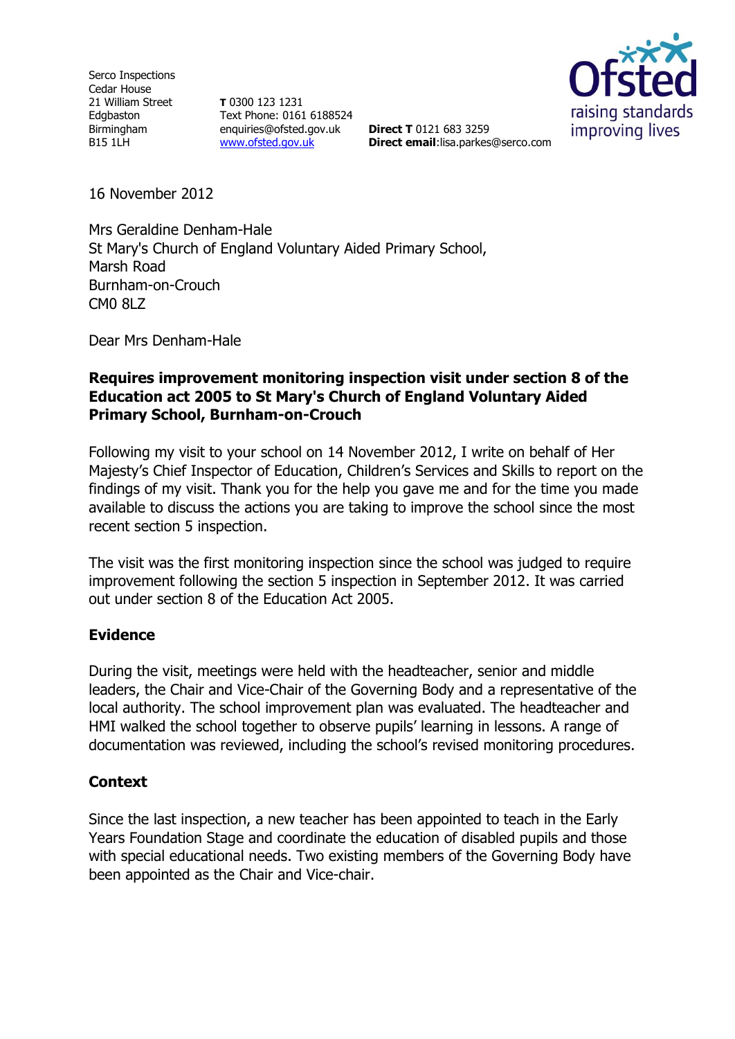Serco Inspections
Cedar House
21 William Street
Edgbaston
Birmingham
B15 1LH

**T** 0300 123 1231
Text Phone: 0161 6188524
enquiries@ofsted.gov.uk
www.ofsted.gov.uk

**Direct T** 0121 683 3259
**Direct email**:lisa.parkes@serco.com

16 November 2012

Mrs Geraldine Denham-Hale
St Mary's Church of England Voluntary Aided Primary School,
Marsh Road
Burnham-on-Crouch
CM0 8LZ

Dear Mrs Denham-Hale

**Requires improvement monitoring inspection visit under section 8 of the Education act 2005 to St Mary's Church of England Voluntary Aided Primary School, Burnham-on-Crouch**

Following my visit to your school on 14 November 2012, I write on behalf of Her Majesty's Chief Inspector of Education, Children's Services and Skills to report on the findings of my visit. Thank you for the help you gave me and for the time you made available to discuss the actions you are taking to improve the school since the most recent section 5 inspection.

The visit was the first monitoring inspection since the school was judged to require improvement following the section 5 inspection in September 2012. It was carried out under section 8 of the Education Act 2005.

## Evidence

During the visit, meetings were held with the headteacher, senior and middle leaders, the Chair and Vice-Chair of the Governing Body and a representative of the local authority. The school improvement plan was evaluated. The headteacher and HMI walked the school together to observe pupils' learning in lessons. A range of documentation was reviewed, including the school's revised monitoring procedures.

## Context

Since the last inspection, a new teacher has been appointed to teach in the Early Years Foundation Stage and coordinate the education of disabled pupils and those with special educational needs. Two existing members of the Governing Body have been appointed as the Chair and Vice-chair.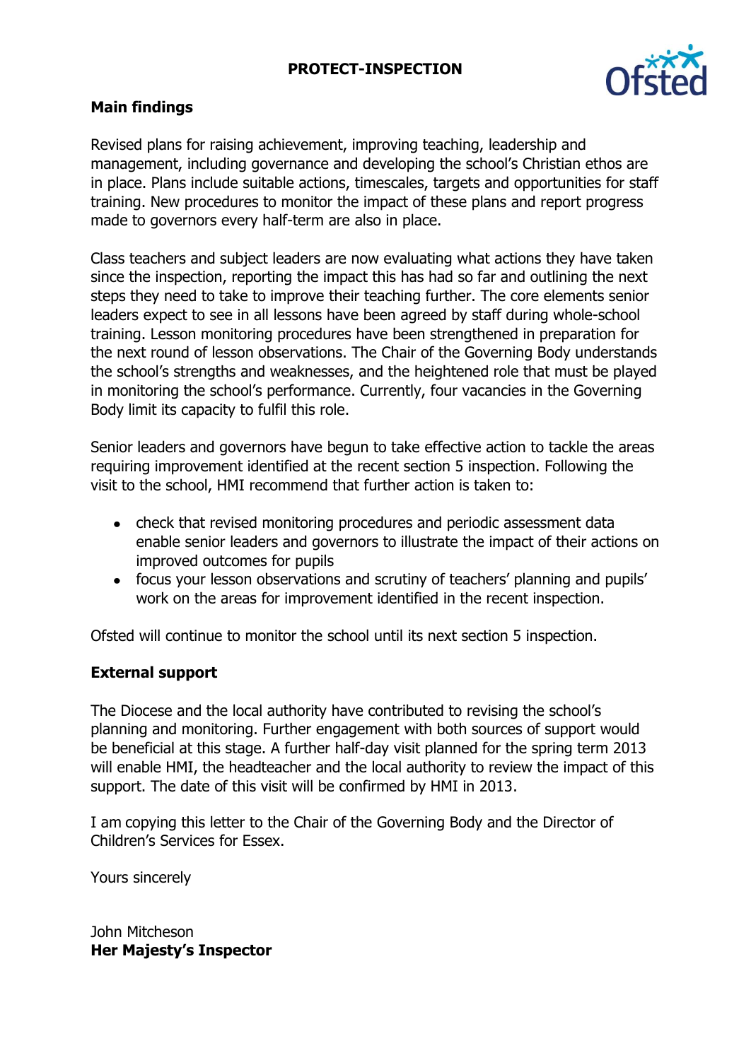## Main findings

Revised plans for raising achievement, improving teaching, leadership and management, including governance and developing the school's Christian ethos are in place. Plans include suitable actions, timescales, targets and opportunities for staff training. New procedures to monitor the impact of these plans and report progress made to governors every half-term are also in place.

Class teachers and subject leaders are now evaluating what actions they have taken since the inspection, reporting the impact this has had so far and outlining the next steps they need to take to improve their teaching further. The core elements senior leaders expect to see in all lessons have been agreed by staff during whole-school training. Lesson monitoring procedures have been strengthened in preparation for the next round of lesson observations. The Chair of the Governing Body understands the school's strengths and weaknesses, and the heightened role that must be played in monitoring the school's performance. Currently, four vacancies in the Governing Body limit its capacity to fulfil this role.

Senior leaders and governors have begun to take effective action to tackle the areas requiring improvement identified at the recent section 5 inspection. Following the visit to the school, HMI recommend that further action is taken to:

- check that revised monitoring procedures and periodic assessment data enable senior leaders and governors to illustrate the impact of their actions on improved outcomes for pupils
- focus your lesson observations and scrutiny of teachers' planning and pupils' work on the areas for improvement identified in the recent inspection.

Ofsted will continue to monitor the school until its next section 5 inspection.

## External support

The Diocese and the local authority have contributed to revising the school's planning and monitoring. Further engagement with both sources of support would be beneficial at this stage. A further half-day visit planned for the spring term 2013 will enable HMI, the headteacher and the local authority to review the impact of this support. The date of this visit will be confirmed by HMI in 2013.

I am copying this letter to the Chair of the Governing Body and the Director of Children's Services for Essex.

Yours sincerely

John Mitcheson
**Her Majesty's Inspector**